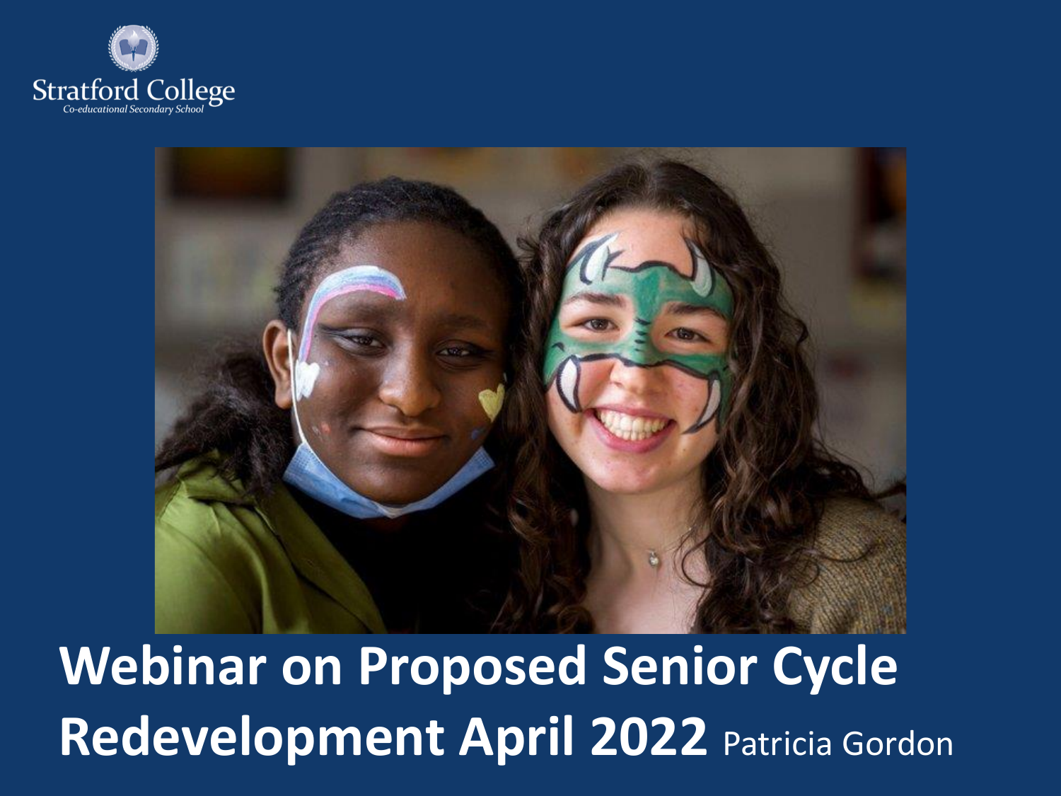Stratford College
*Co-educational Secondary School*

# Webinar on Proposed Senior Cycle Redevelopment April 2022

Patricia Gordon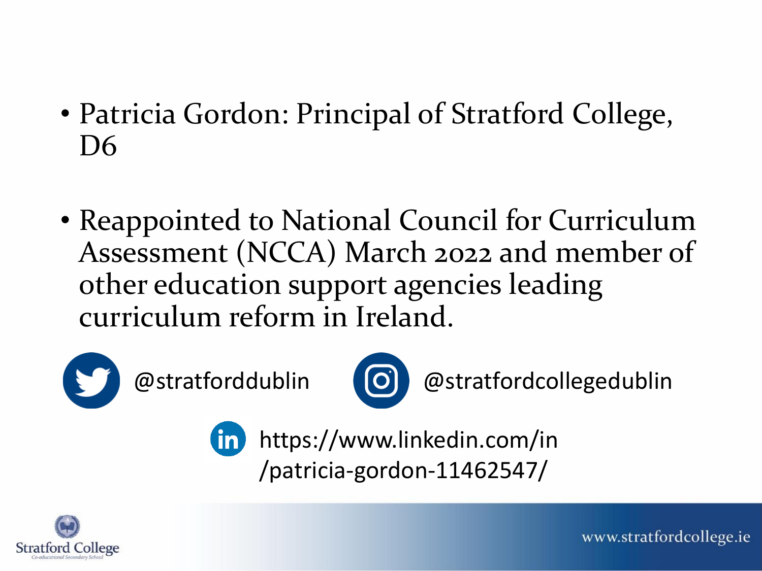- Patricia Gordon: Principal of Stratford College, D6

- Reappointed to National Council for Curriculum Assessment (NCCA) March 2022 and member of other education support agencies leading curriculum reform in Ireland.

@stratforddublin

@stratfordcollegedublin

https://www.linkedin.com/in/patricia-gordon-11462547/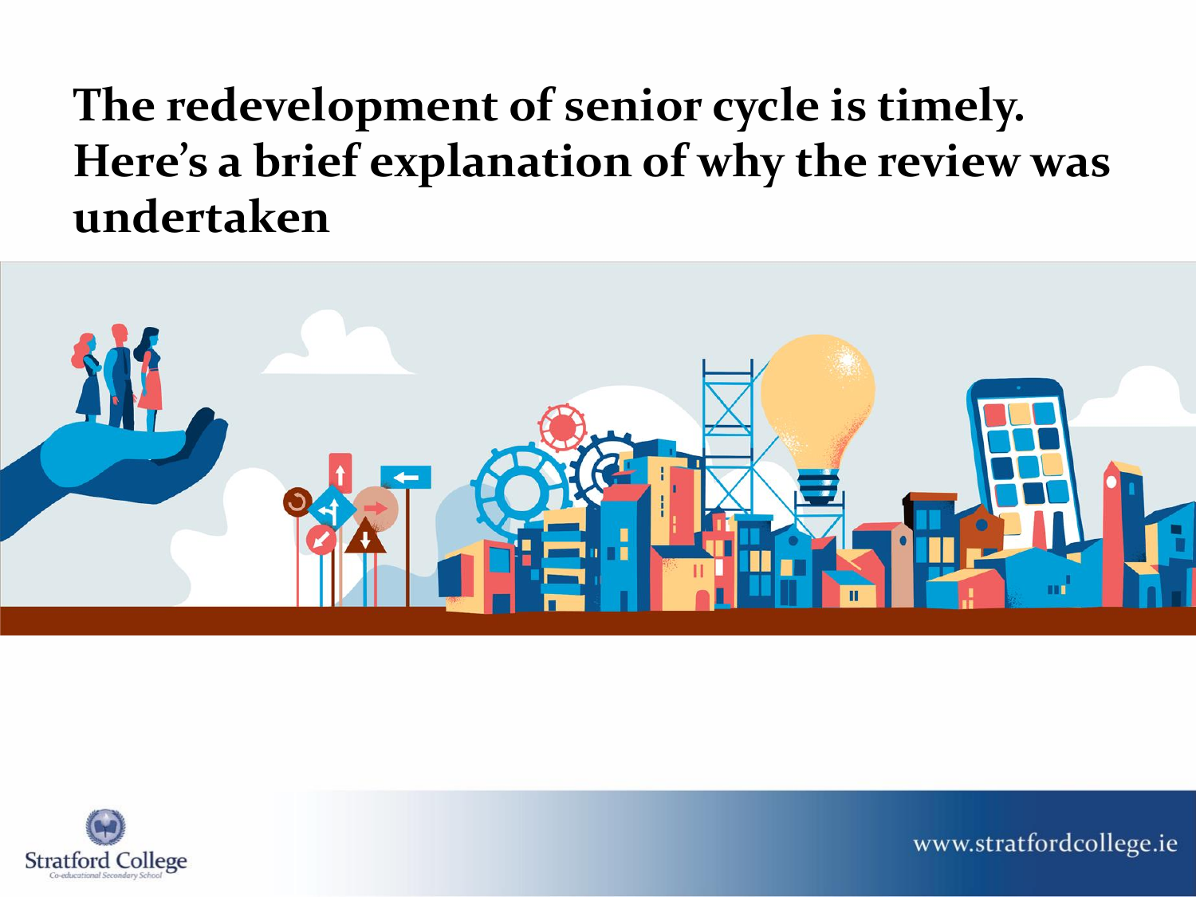# The redevelopment of senior cycle is timely. Here's a brief explanation of why the review was undertaken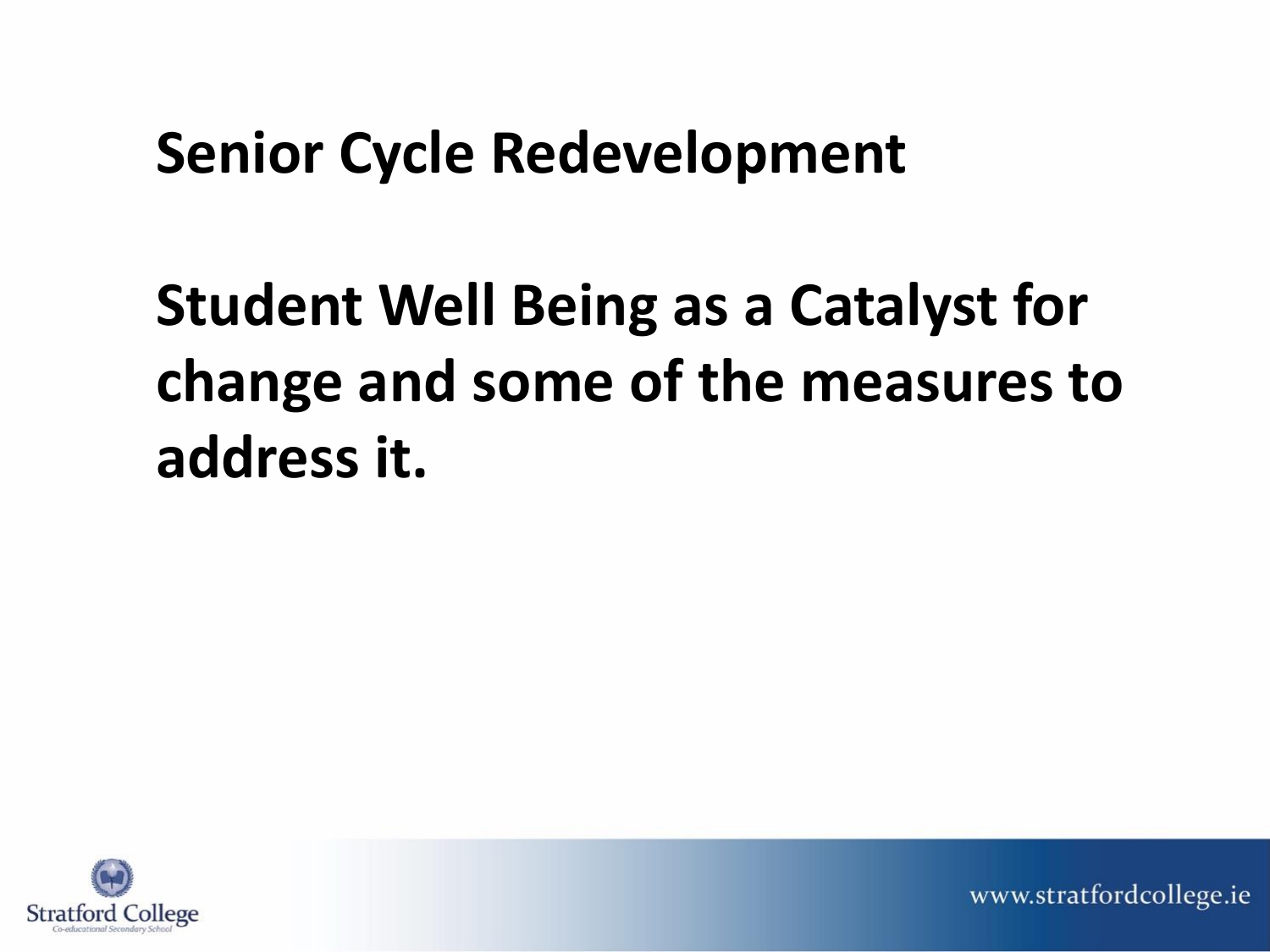# Senior Cycle Redevelopment

## Student Well Being as a Catalyst for change and some of the measures to address it.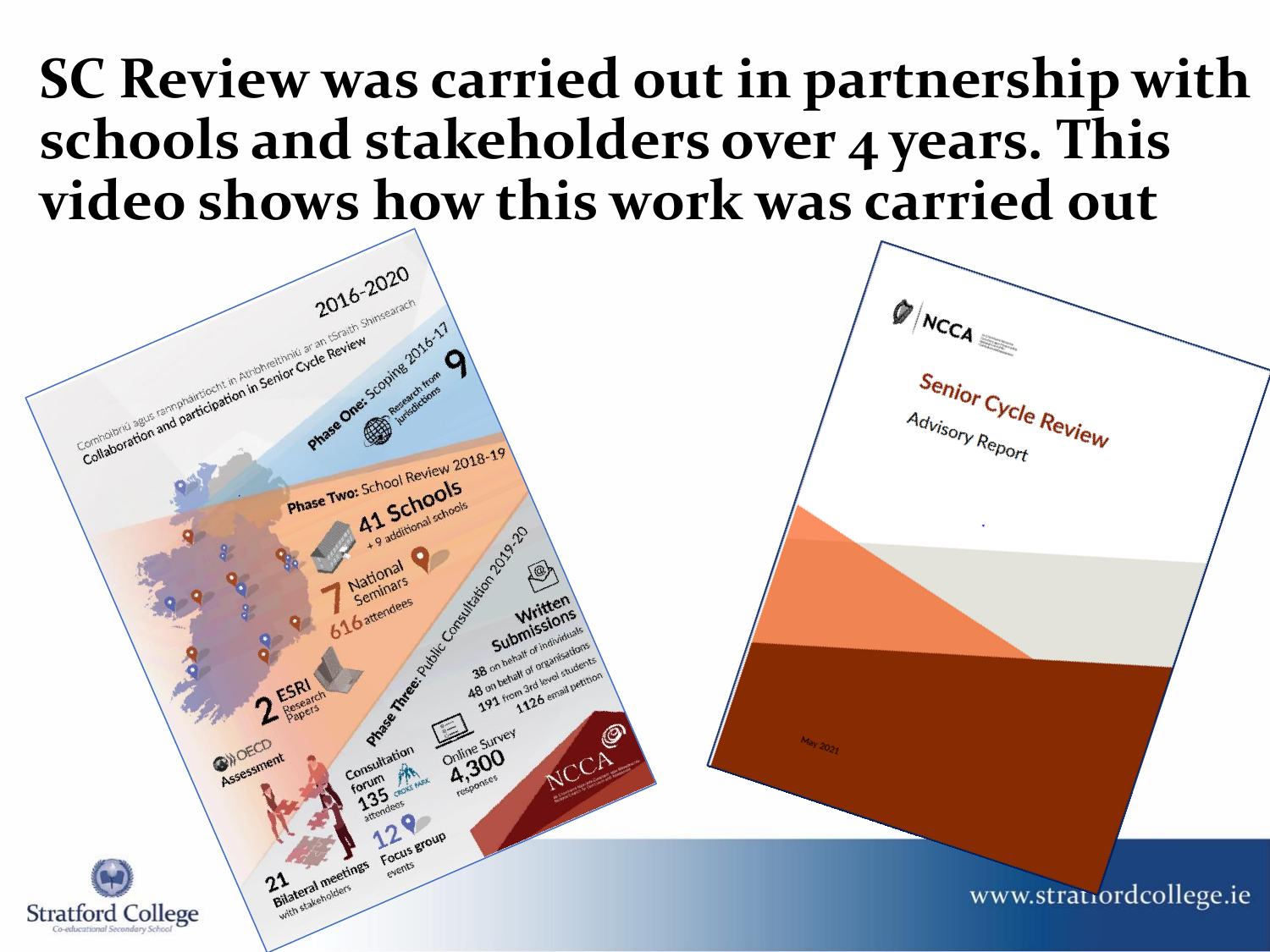# SC Review was carried out in partnership with schools and stakeholders over 4 years. This video shows how this work was carried out

2016-2020

Comhoibriú agus rannpháirtíocht in Athbhreithniú ar an tSraith Shinsearach
Collaboration and participation in Senior Cycle Review

Phase One: Scoping 2016-17
9 Research from jurisdictions

Phase Two: School Review 2018-19
41 Schools + 9 additional schools
7 National Seminars 616 attendees
2 ESRI Research Papers
OECD Assessment

Phase Three: Public Consultation 2019-20
Written Submissions
38 on behalf of individuals
48 on behalf of organisations
191 from 3rd level students
1126 email petition
Online Survey 4,300 responses
Consultation forum 135 attendees
12 Focus group events
21 Bilateral meetings with stakeholders

NCCA

NCCA
Senior Cycle Review
Advisory Report
May 2021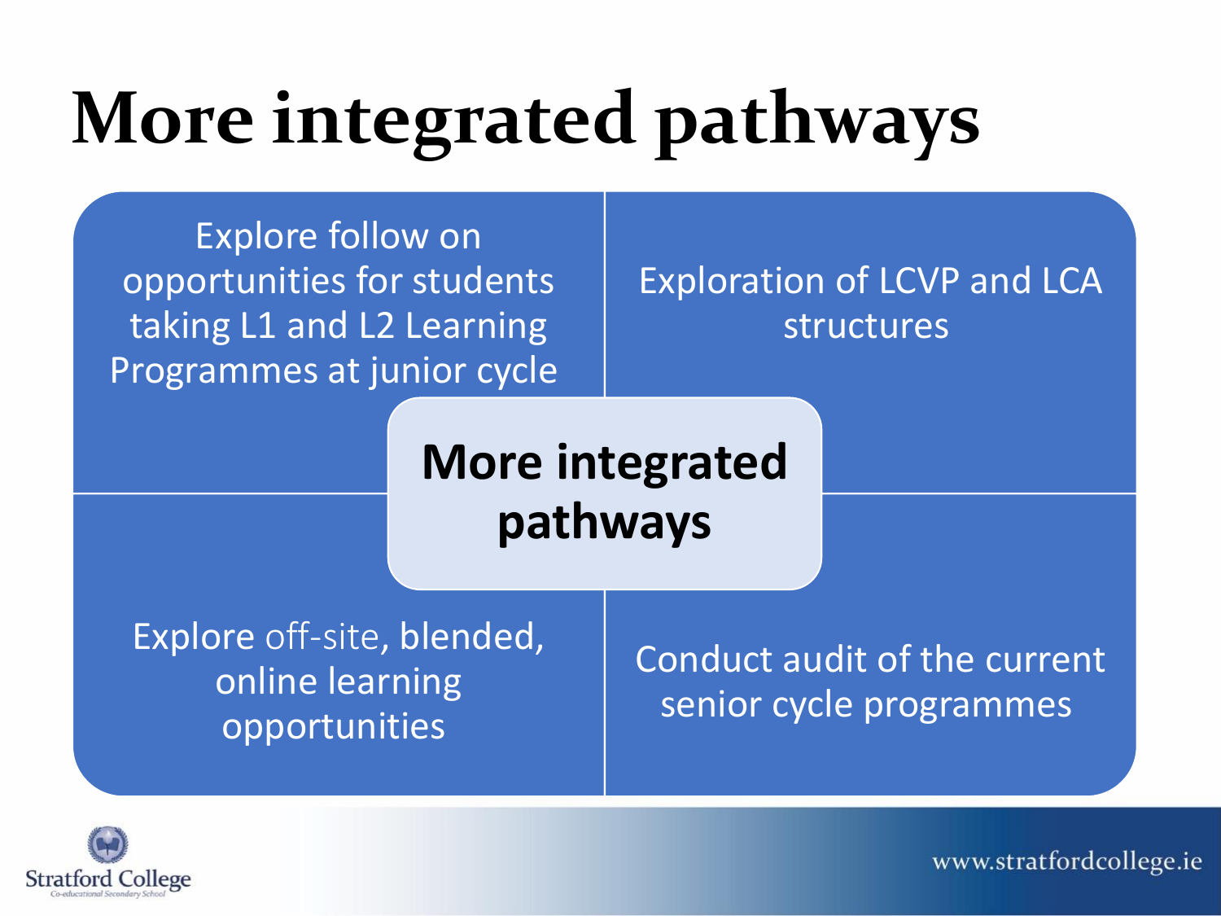# More integrated pathways

**More integrated pathways**

- Explore follow on opportunities for students taking L1 and L2 Learning Programmes at junior cycle
- Exploration of LCVP and LCA structures
- Explore off-site, blended, online learning opportunities
- Conduct audit of the current senior cycle programmes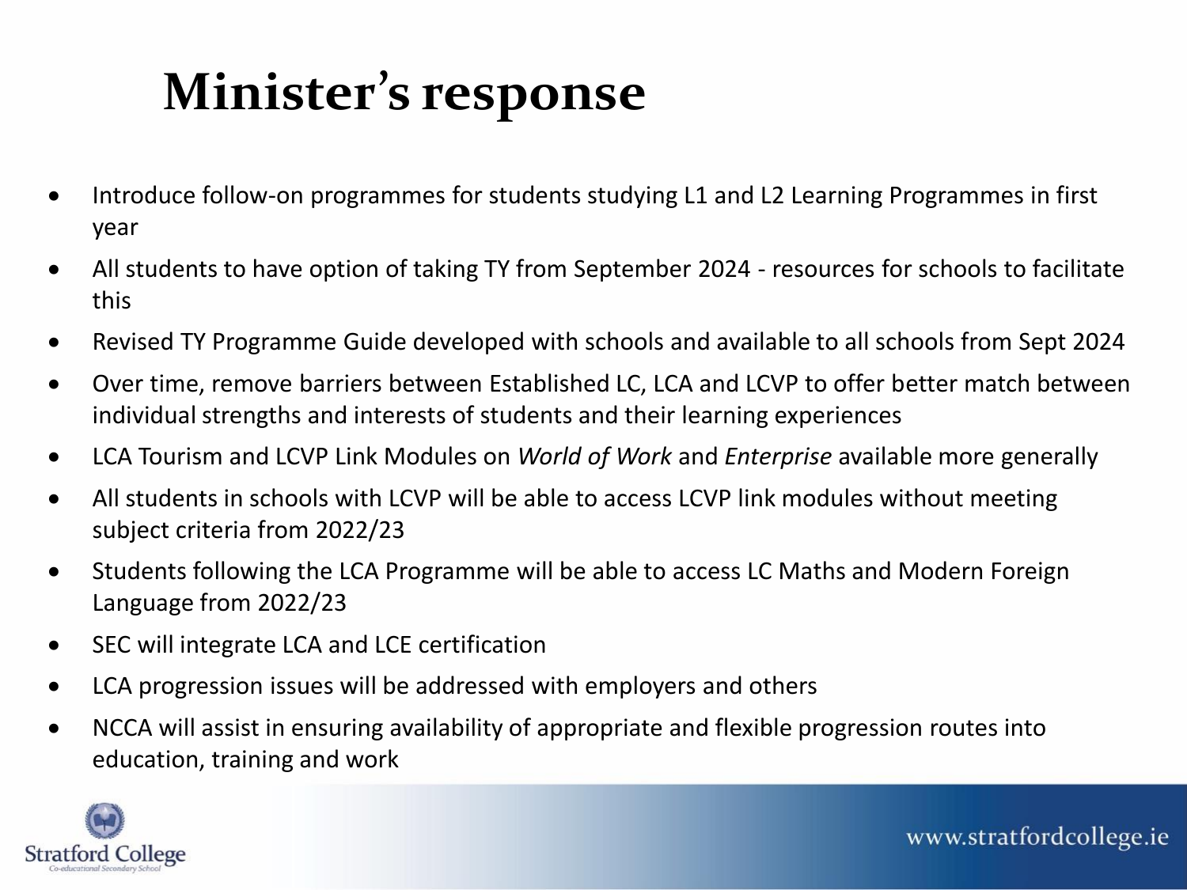# Minister's response

- Introduce follow-on programmes for students studying L1 and L2 Learning Programmes in first year
- All students to have option of taking TY from September 2024 - resources for schools to facilitate this
- Revised TY Programme Guide developed with schools and available to all schools from Sept 2024
- Over time, remove barriers between Established LC, LCA and LCVP to offer better match between individual strengths and interests of students and their learning experiences
- LCA Tourism and LCVP Link Modules on *World of Work* and *Enterprise* available more generally
- All students in schools with LCVP will be able to access LCVP link modules without meeting subject criteria from 2022/23
- Students following the LCA Programme will be able to access LC Maths and Modern Foreign Language from 2022/23
- SEC will integrate LCA and LCE certification
- LCA progression issues will be addressed with employers and others
- NCCA will assist in ensuring availability of appropriate and flexible progression routes into education, training and work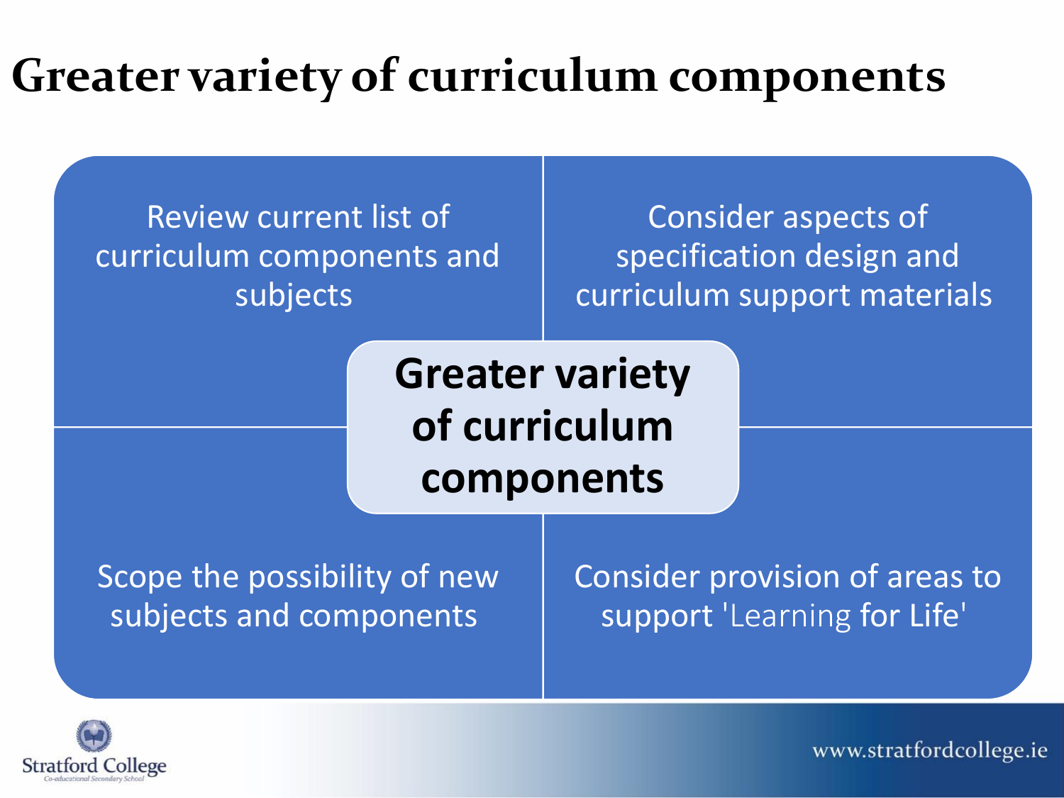# Greater variety of curriculum components

**Greater variety of curriculum components**

- Review current list of curriculum components and subjects
- Consider aspects of specification design and curriculum support materials
- Scope the possibility of new subjects and components
- Consider provision of areas to support 'Learning for Life'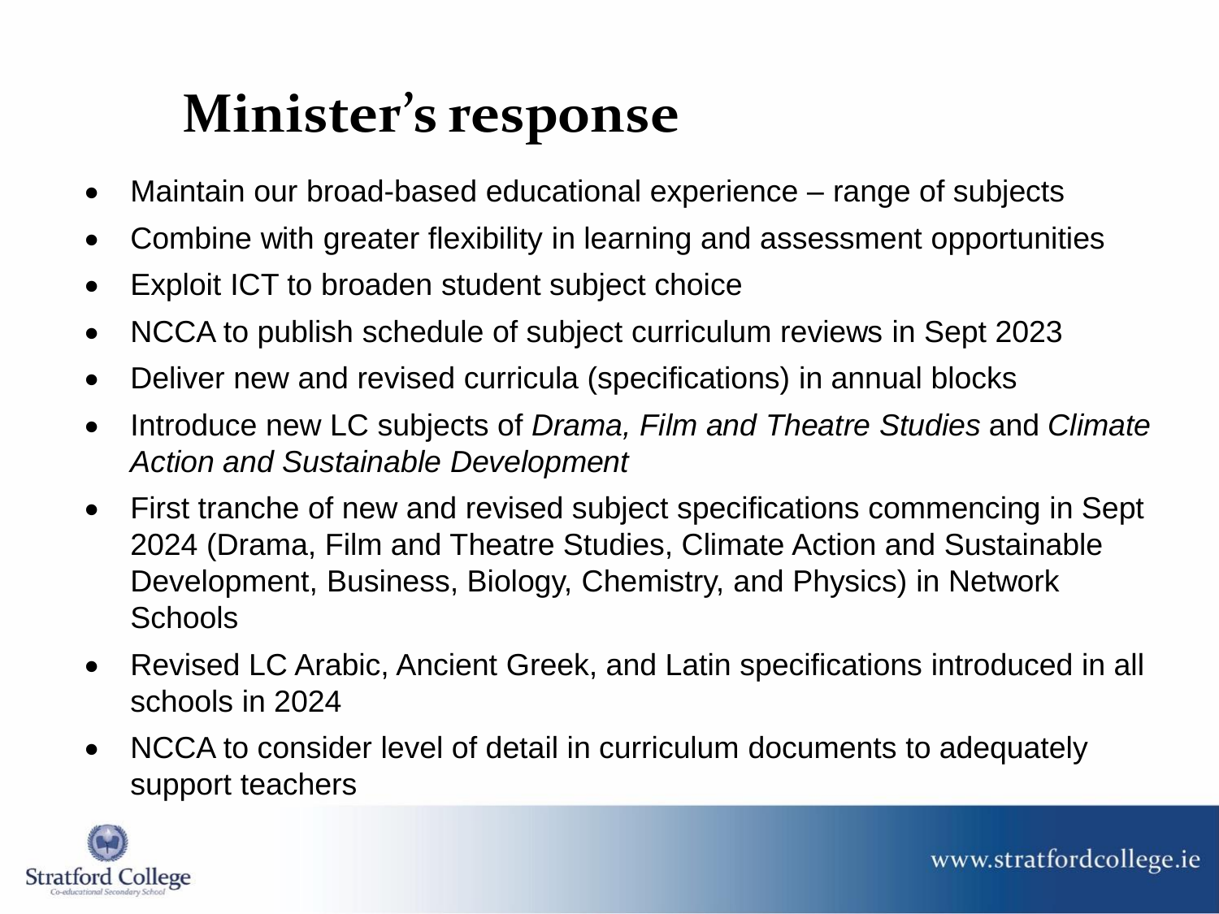# Minister's response

- Maintain our broad-based educational experience – range of subjects
- Combine with greater flexibility in learning and assessment opportunities
- Exploit ICT to broaden student subject choice
- NCCA to publish schedule of subject curriculum reviews in Sept 2023
- Deliver new and revised curricula (specifications) in annual blocks
- Introduce new LC subjects of *Drama, Film and Theatre Studies* and *Climate Action and Sustainable Development*
- First tranche of new and revised subject specifications commencing in Sept 2024 (Drama, Film and Theatre Studies, Climate Action and Sustainable Development, Business, Biology, Chemistry, and Physics) in Network Schools
- Revised LC Arabic, Ancient Greek, and Latin specifications introduced in all schools in 2024
- NCCA to consider level of detail in curriculum documents to adequately support teachers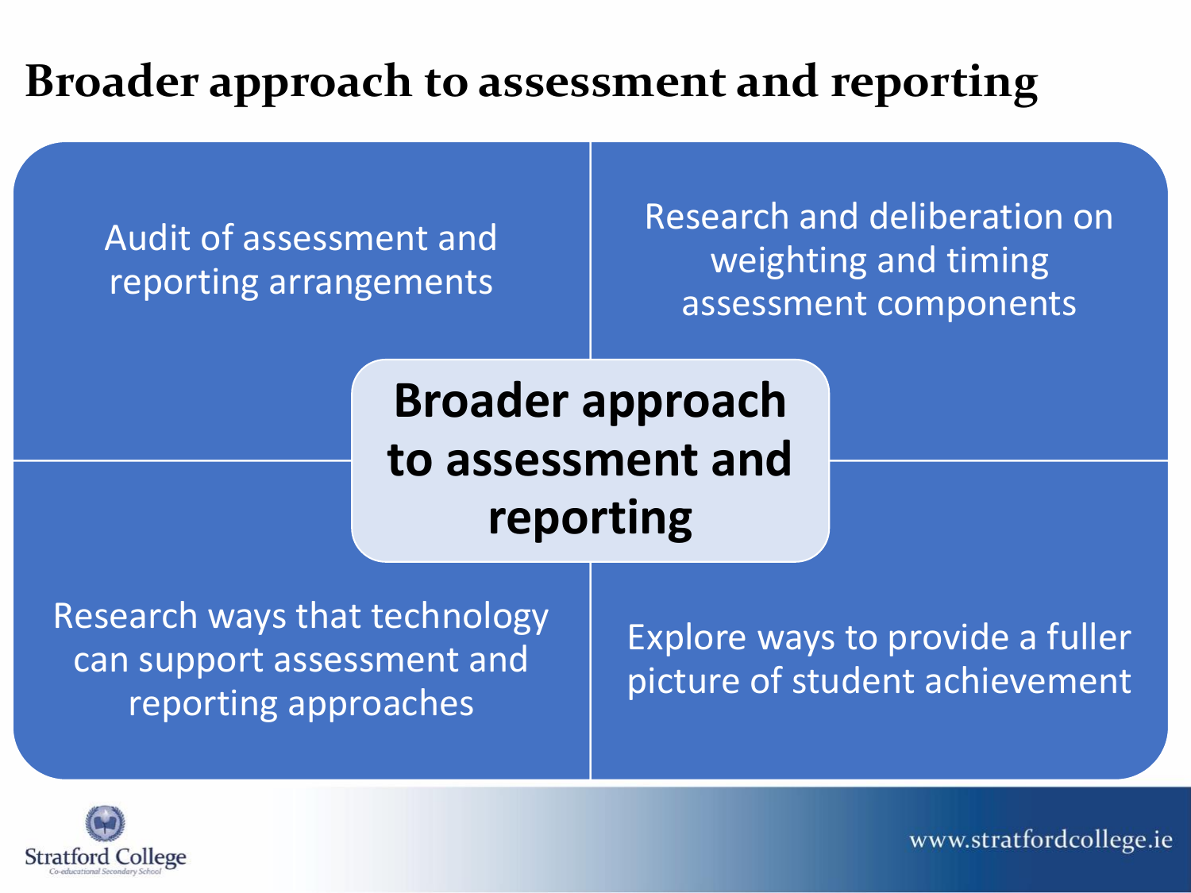# Broader approach to assessment and reporting

**Broader approach to assessment and reporting**

- Audit of assessment and reporting arrangements
- Research and deliberation on weighting and timing assessment components
- Research ways that technology can support assessment and reporting approaches
- Explore ways to provide a fuller picture of student achievement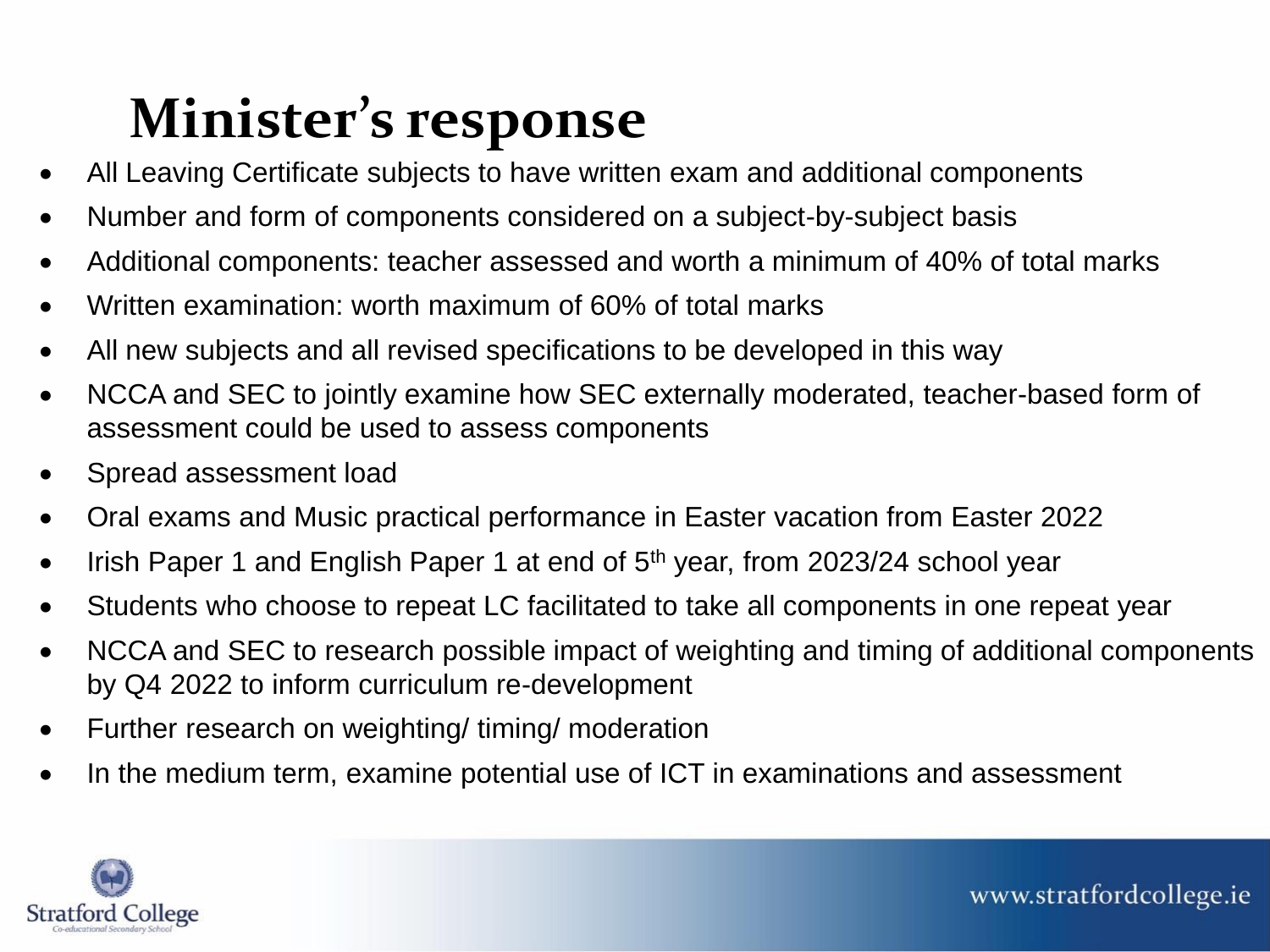# Minister's response

- All Leaving Certificate subjects to have written exam and additional components
- Number and form of components considered on a subject-by-subject basis
- Additional components: teacher assessed and worth a minimum of 40% of total marks
- Written examination: worth maximum of 60% of total marks
- All new subjects and all revised specifications to be developed in this way
- NCCA and SEC to jointly examine how SEC externally moderated, teacher-based form of assessment could be used to assess components
- Spread assessment load
- Oral exams and Music practical performance in Easter vacation from Easter 2022
- Irish Paper 1 and English Paper 1 at end of 5th year, from 2023/24 school year
- Students who choose to repeat LC facilitated to take all components in one repeat year
- NCCA and SEC to research possible impact of weighting and timing of additional components by Q4 2022 to inform curriculum re-development
- Further research on weighting/ timing/ moderation
- In the medium term, examine potential use of ICT in examinations and assessment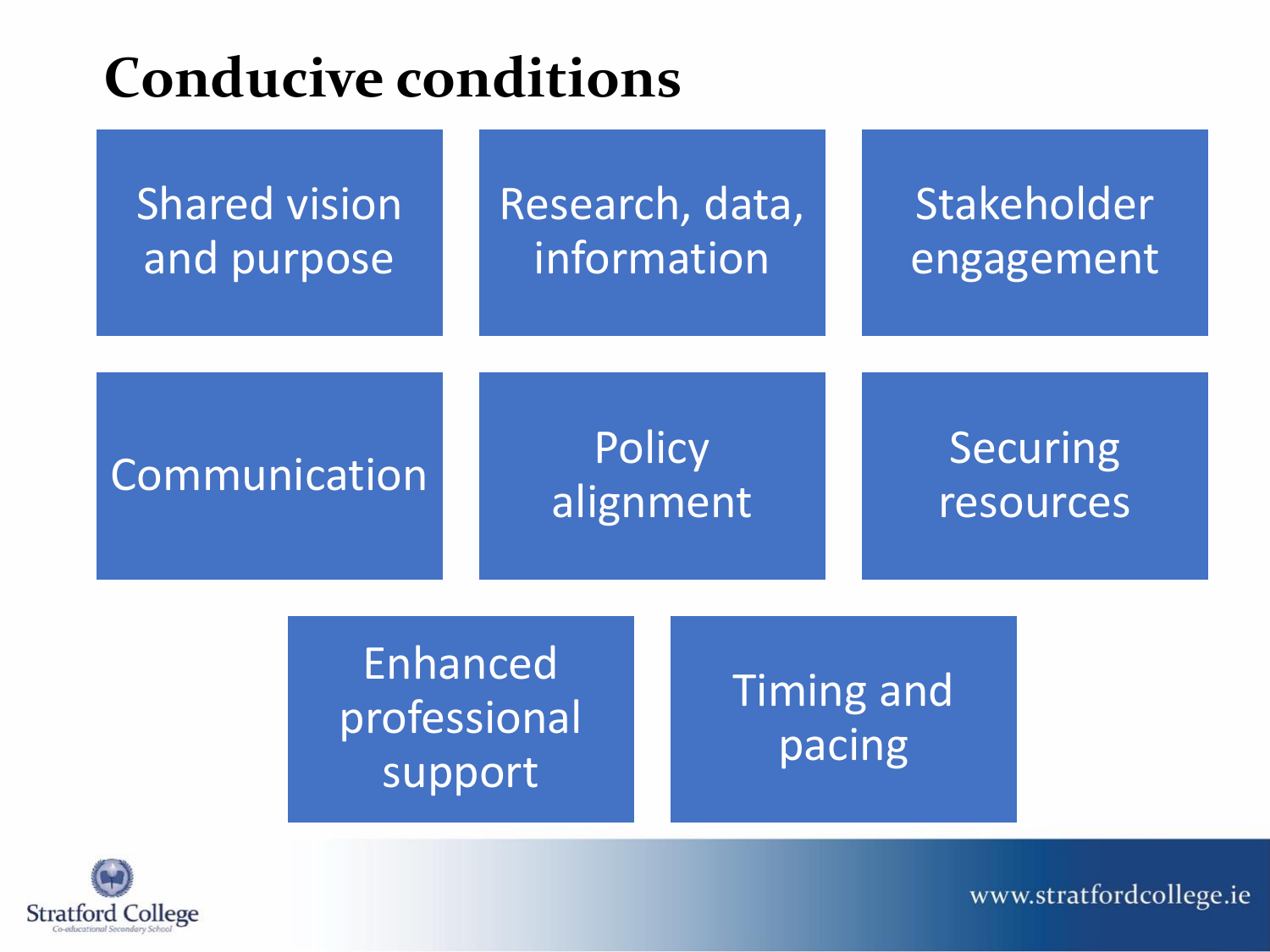# Conducive conditions

- Shared vision and purpose
- Research, data, information
- Stakeholder engagement
- Communication
- Policy alignment
- Securing resources
- Enhanced professional support
- Timing and pacing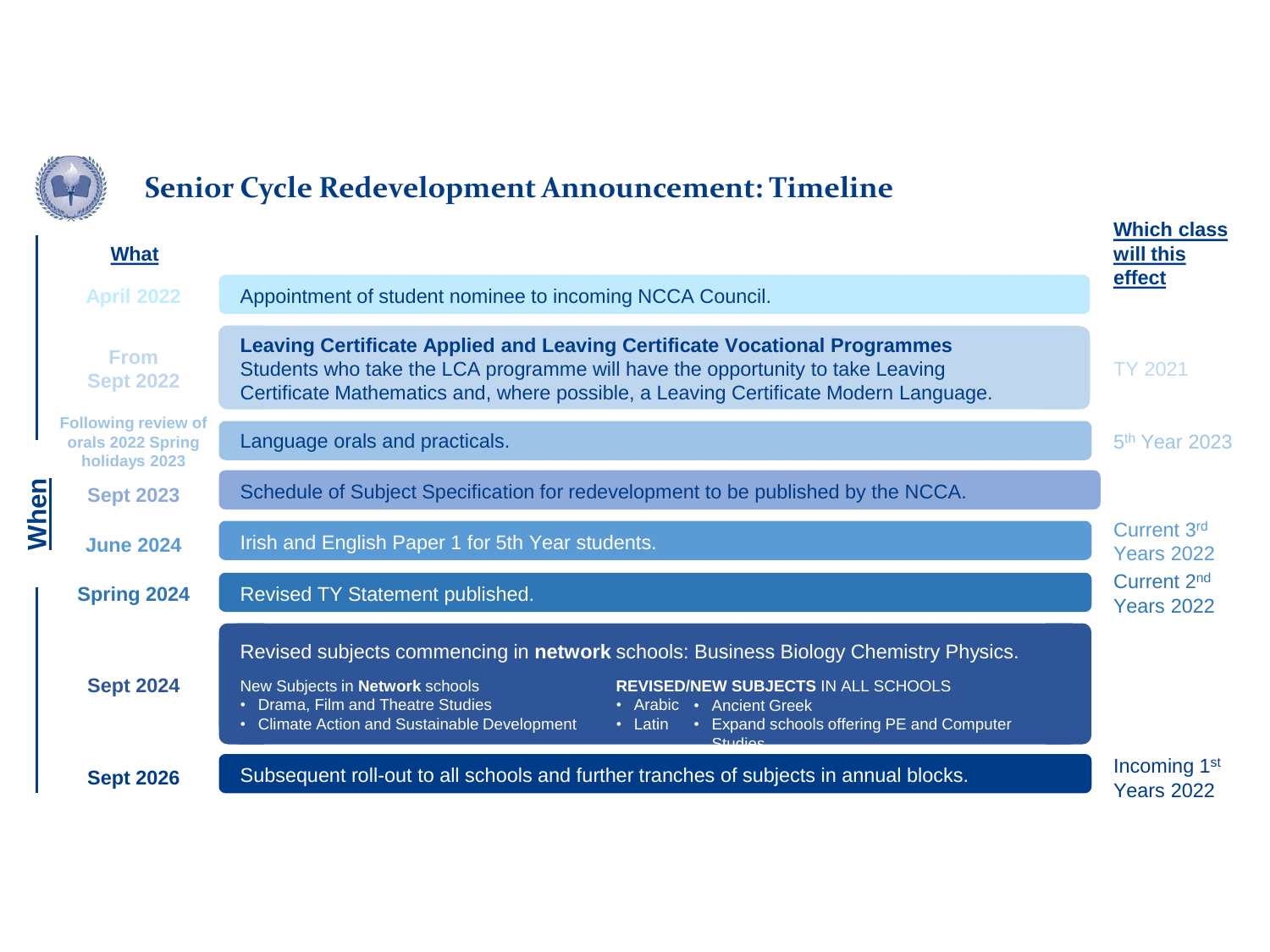# Senior Cycle Redevelopment Announcement: Timeline

| When | What | Which class will this effect |
|---|---|---|
| April 2022 | Appointment of student nominee to incoming NCCA Council. | |
| From Sept 2022 | **Leaving Certificate Applied and Leaving Certificate Vocational Programmes** Students who take the LCA programme will have the opportunity to take Leaving Certificate Mathematics and, where possible, a Leaving Certificate Modern Language. | TY 2021 |
| Following review of orals 2022 Spring holidays 2023 | Language orals and practicals. | 5th Year 2023 |
| Sept 2023 | Schedule of Subject Specification for redevelopment to be published by the NCCA. | |
| June 2024 | Irish and English Paper 1 for 5th Year students. | Current 3rd Years 2022 |
| Spring 2024 | Revised TY Statement published. | Current 2nd Years 2022 |
| Sept 2024 | Revised subjects commencing in **network** schools: Business Biology Chemistry Physics.<br>New Subjects in **Network** schools<br>• Drama, Film and Theatre Studies<br>• Climate Action and Sustainable Development<br>**REVISED/NEW SUBJECTS** IN ALL SCHOOLS<br>• Arabic<br>• Latin<br>• Ancient Greek<br>• Expand schools offering PE and Computer Studies | |
| Sept 2026 | Subsequent roll-out to all schools and further tranches of subjects in annual blocks. | Incoming 1st Years 2022 |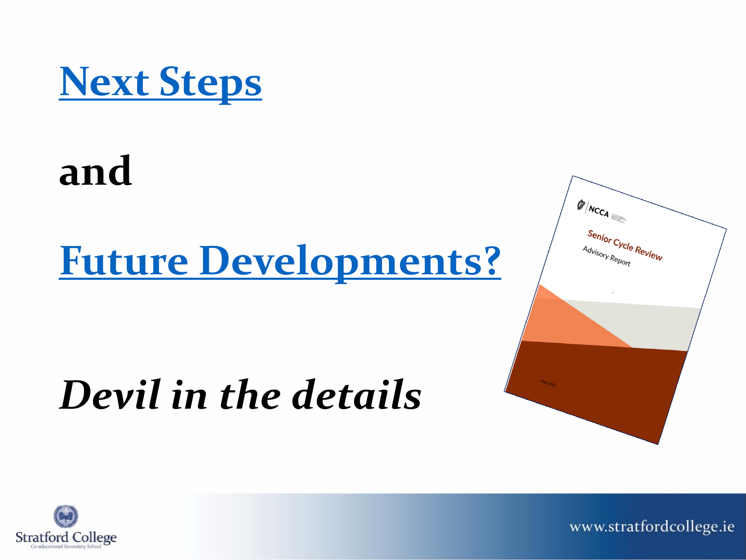# Next Steps

# and

# Future Developments?

# *Devil in the details*

NCCA

Senior Cycle Review

Advisory Report

May 2021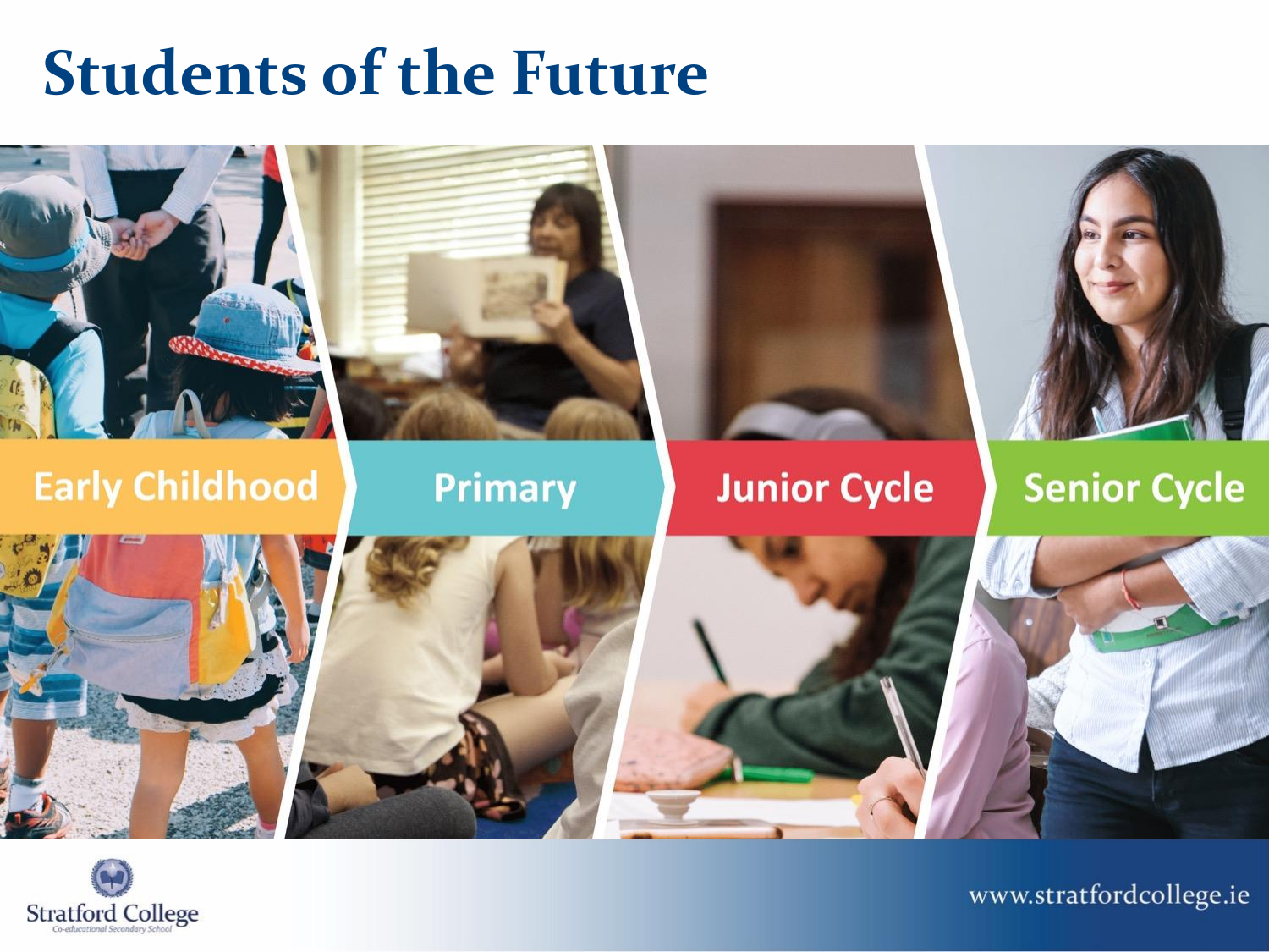# Students of the Future

Early Childhood

Primary

Junior Cycle

Senior Cycle

Stratford College
Co-educational Secondary School

www.stratfordcollege.ie